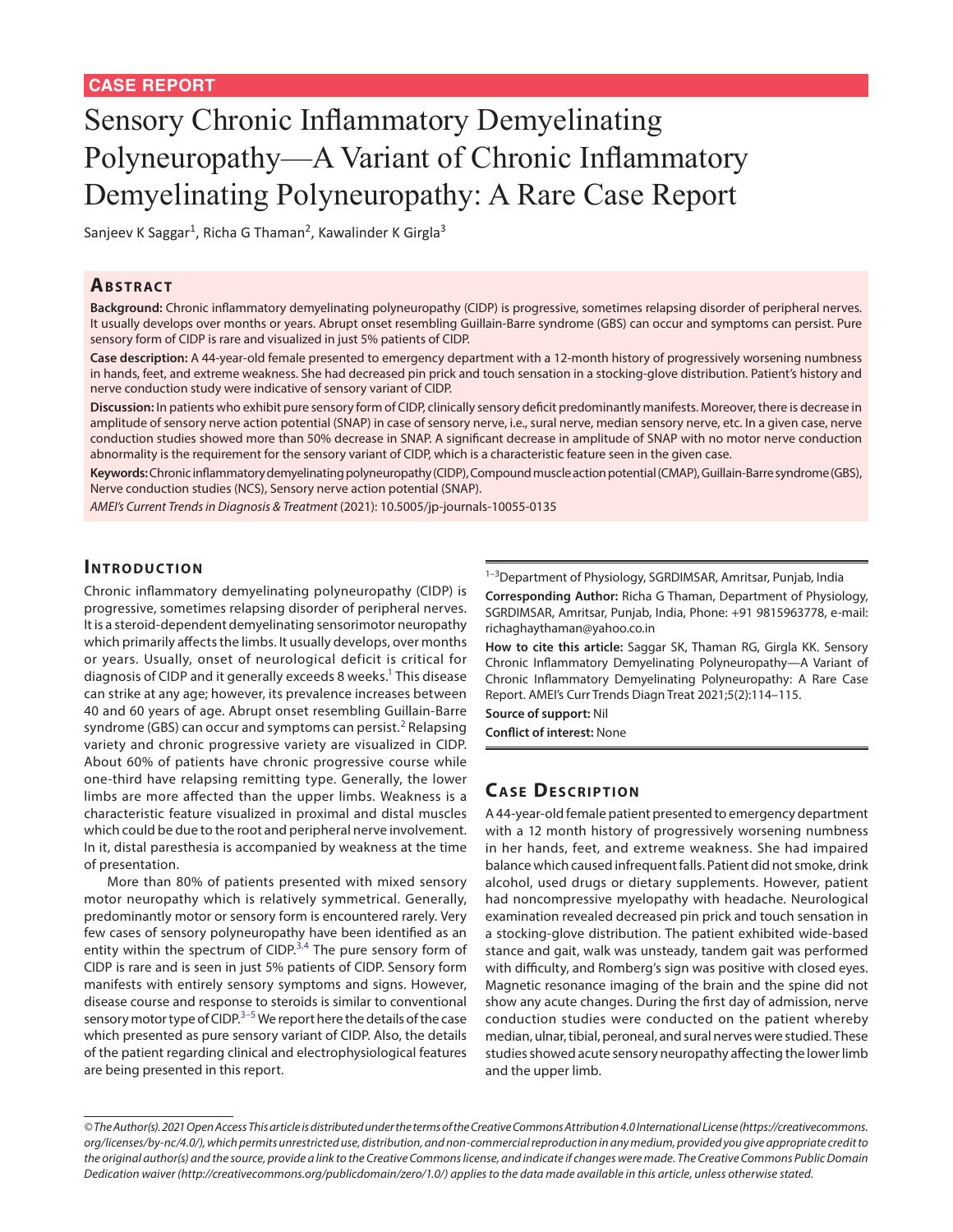CASE REPORT

# Sensory Chronic Inflammatory Demyelinating Polyneuropathy—A Variant of Chronic Inflammatory Demyelinating Polyneuropathy: A Rare Case Report

Sanjeev K Saggar[1], Richa G Thaman[2], Kawalinder K Girgla[3]

## Abstract

**Background:** Chronic inflammatory demyelinating polyneuropathy (CIDP) is progressive, sometimes relapsing disorder of peripheral nerves. It usually develops over months or years. Abrupt onset resembling Guillain-Barre syndrome (GBS) can occur and symptoms can persist. Pure sensory form of CIDP is rare and visualized in just 5% patients of CIDP.

**Case description:** A 44-year-old female presented to emergency department with a 12-month history of progressively worsening numbness in hands, feet, and extreme weakness. She had decreased pin prick and touch sensation in a stocking-glove distribution. Patient's history and nerve conduction study were indicative of sensory variant of CIDP.

**Discussion:** In patients who exhibit pure sensory form of CIDP, clinically sensory deficit predominantly manifests. Moreover, there is decrease in amplitude of sensory nerve action potential (SNAP) in case of sensory nerve, i.e., sural nerve, median sensory nerve, etc. In a given case, nerve conduction studies showed more than 50% decrease in SNAP. A significant decrease in amplitude of SNAP with no motor nerve conduction abnormality is the requirement for the sensory variant of CIDP, which is a characteristic feature seen in the given case.

**Keywords:** Chronic inflammatory demyelinating polyneuropathy (CIDP), Compound muscle action potential (CMAP), Guillain-Barre syndrome (GBS), Nerve conduction studies (NCS), Sensory nerve action potential (SNAP).

*AMEI's Current Trends in Diagnosis & Treatment* (2021): 10.5005/jp-journals-10055-0135

## Introduction

Chronic inflammatory demyelinating polyneuropathy (CIDP) is progressive, sometimes relapsing disorder of peripheral nerves. It is a steroid-dependent demyelinating sensorimotor neuropathy which primarily affects the limbs. It usually develops, over months or years. Usually, onset of neurological deficit is critical for diagnosis of CIDP and it generally exceeds 8 weeks.[1] This disease can strike at any age; however, its prevalence increases between 40 and 60 years of age. Abrupt onset resembling Guillain-Barre syndrome (GBS) can occur and symptoms can persist.[2] Relapsing variety and chronic progressive variety are visualized in CIDP. About 60% of patients have chronic progressive course while one-third have relapsing remitting type. Generally, the lower limbs are more affected than the upper limbs. Weakness is a characteristic feature visualized in proximal and distal muscles which could be due to the root and peripheral nerve involvement. In it, distal paresthesia is accompanied by weakness at the time of presentation.

More than 80% of patients presented with mixed sensory motor neuropathy which is relatively symmetrical. Generally, predominantly motor or sensory form is encountered rarely. Very few cases of sensory polyneuropathy have been identified as an entity within the spectrum of CIDP.[3,4] The pure sensory form of CIDP is rare and is seen in just 5% patients of CIDP. Sensory form manifests with entirely sensory symptoms and signs. However, disease course and response to steroids is similar to conventional sensory motor type of CIDP.[3–5] We report here the details of the case which presented as pure sensory variant of CIDP. Also, the details of the patient regarding clinical and electrophysiological features are being presented in this report.

[1–3]Department of Physiology, SGRDIMSAR, Amritsar, Punjab, India

**Corresponding Author:** Richa G Thaman, Department of Physiology, SGRDIMSAR, Amritsar, Punjab, India, Phone: +91 9815963778, e-mail: richaghaythaman@yahoo.co.in

**How to cite this article:** Saggar SK, Thaman RG, Girgla KK. Sensory Chronic Inflammatory Demyelinating Polyneuropathy—A Variant of Chronic Inflammatory Demyelinating Polyneuropathy: A Rare Case Report. AMEI's Curr Trends Diagn Treat 2021;5(2):114–115.

**Source of support:** Nil

**Conflict of interest:** None

## Case Description

A 44-year-old female patient presented to emergency department with a 12 month history of progressively worsening numbness in her hands, feet, and extreme weakness. She had impaired balance which caused infrequent falls. Patient did not smoke, drink alcohol, used drugs or dietary supplements. However, patient had noncompressive myelopathy with headache. Neurological examination revealed decreased pin prick and touch sensation in a stocking-glove distribution. The patient exhibited wide-based stance and gait, walk was unsteady, tandem gait was performed with difficulty, and Romberg's sign was positive with closed eyes. Magnetic resonance imaging of the brain and the spine did not show any acute changes. During the first day of admission, nerve conduction studies were conducted on the patient whereby median, ulnar, tibial, peroneal, and sural nerves were studied. These studies showed acute sensory neuropathy affecting the lower limb and the upper limb.

*© The Author(s). 2021 Open Access This article is distributed under the terms of the Creative Commons Attribution 4.0 International License (https://creativecommons.org/licenses/by-nc/4.0/), which permits unrestricted use, distribution, and non-commercial reproduction in any medium, provided you give appropriate credit to the original author(s) and the source, provide a link to the Creative Commons license, and indicate if changes were made. The Creative Commons Public Domain Dedication waiver (http://creativecommons.org/publicdomain/zero/1.0/) applies to the data made available in this article, unless otherwise stated.*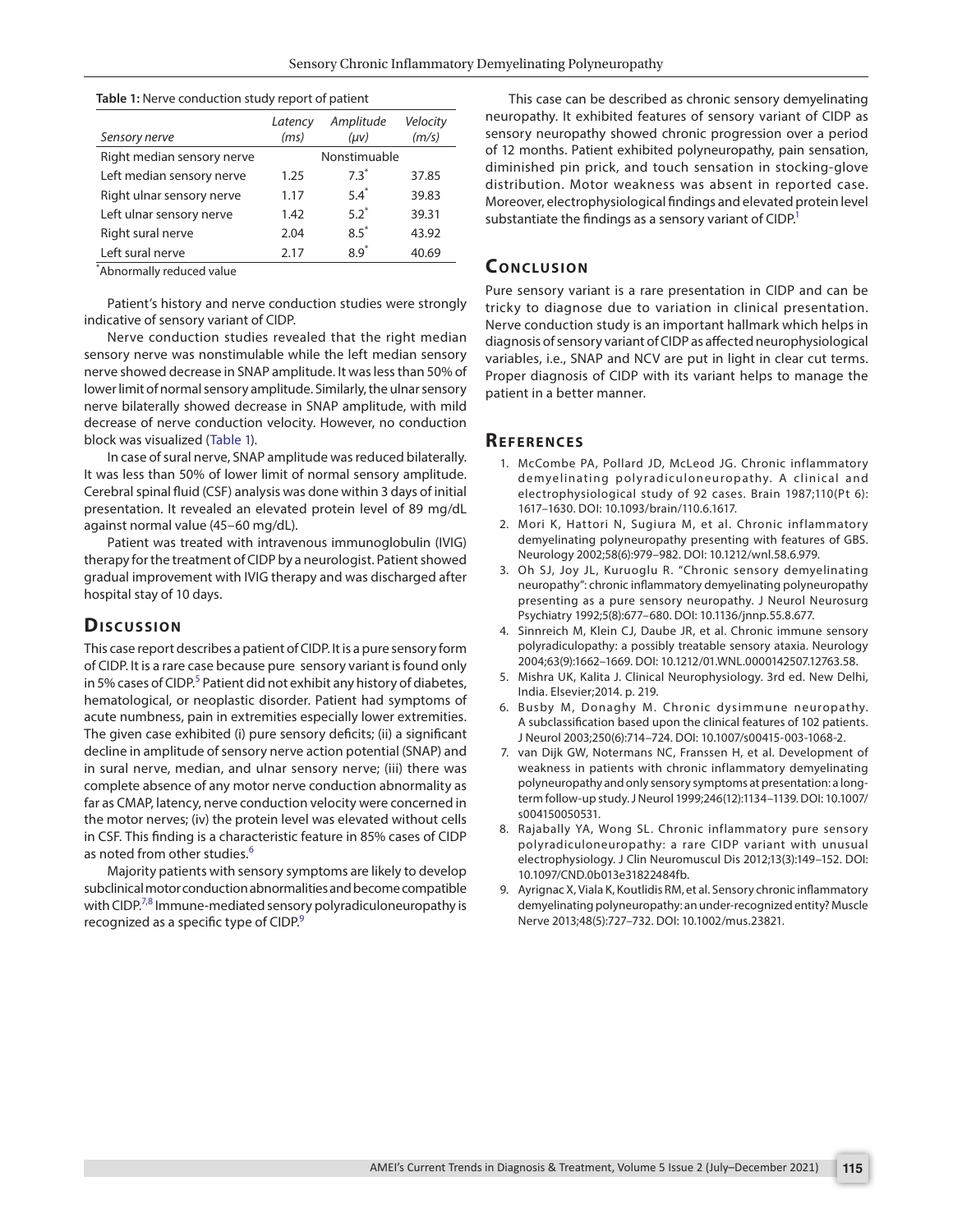**Table 1:** Nerve conduction study report of patient

| Sensory nerve | Latency (ms) | Amplitude (μv) | Velocity (m/s) |
|---|---|---|---|
| Right median sensory nerve | | Nonstimuable | |
| Left median sensory nerve | 1.25 | 7.3* | 37.85 |
| Right ulnar sensory nerve | 1.17 | 5.4* | 39.83 |
| Left ulnar sensory nerve | 1.42 | 5.2* | 39.31 |
| Right sural nerve | 2.04 | 8.5* | 43.92 |
| Left sural nerve | 2.17 | 8.9* | 40.69 |

*Abnormally reduced value

Patient's history and nerve conduction studies were strongly indicative of sensory variant of CIDP.

Nerve conduction studies revealed that the right median sensory nerve was nonstimulable while the left median sensory nerve showed decrease in SNAP amplitude. It was less than 50% of lower limit of normal sensory amplitude. Similarly, the ulnar sensory nerve bilaterally showed decrease in SNAP amplitude, with mild decrease of nerve conduction velocity. However, no conduction block was visualized (Table 1).

In case of sural nerve, SNAP amplitude was reduced bilaterally. It was less than 50% of lower limit of normal sensory amplitude. Cerebral spinal fluid (CSF) analysis was done within 3 days of initial presentation. It revealed an elevated protein level of 89 mg/dL against normal value (45–60 mg/dL).

Patient was treated with intravenous immunoglobulin (IVIG) therapy for the treatment of CIDP by a neurologist. Patient showed gradual improvement with IVIG therapy and was discharged after hospital stay of 10 days.

## Discussion

This case report describes a patient of CIDP. It is a pure sensory form of CIDP. It is a rare case because pure sensory variant is found only in 5% cases of CIDP.[5] Patient did not exhibit any history of diabetes, hematological, or neoplastic disorder. Patient had symptoms of acute numbness, pain in extremities especially lower extremities. The given case exhibited (i) pure sensory deficits; (ii) a significant decline in amplitude of sensory nerve action potential (SNAP) and in sural nerve, median, and ulnar sensory nerve; (iii) there was complete absence of any motor nerve conduction abnormality as far as CMAP, latency, nerve conduction velocity were concerned in the motor nerves; (iv) the protein level was elevated without cells in CSF. This finding is a characteristic feature in 85% cases of CIDP as noted from other studies.[6]

Majority patients with sensory symptoms are likely to develop subclinical motor conduction abnormalities and become compatible with CIDP.[7,8] Immune-mediated sensory polyradiculoneuropathy is recognized as a specific type of CIDP.[9]

This case can be described as chronic sensory demyelinating neuropathy. It exhibited features of sensory variant of CIDP as sensory neuropathy showed chronic progression over a period of 12 months. Patient exhibited polyneuropathy, pain sensation, diminished pin prick, and touch sensation in stocking-glove distribution. Motor weakness was absent in reported case. Moreover, electrophysiological findings and elevated protein level substantiate the findings as a sensory variant of CIDP.[1]

## Conclusion

Pure sensory variant is a rare presentation in CIDP and can be tricky to diagnose due to variation in clinical presentation. Nerve conduction study is an important hallmark which helps in diagnosis of sensory variant of CIDP as affected neurophysiological variables, i.e., SNAP and NCV are put in light in clear cut terms. Proper diagnosis of CIDP with its variant helps to manage the patient in a better manner.

## References

1. McCombe PA, Pollard JD, McLeod JG. Chronic inflammatory demyelinating polyradiculoneuropathy. A clinical and electrophysiological study of 92 cases. Brain 1987;110(Pt 6): 1617–1630. DOI: 10.1093/brain/110.6.1617.
2. Mori K, Hattori N, Sugiura M, et al. Chronic inflammatory demyelinating polyneuropathy presenting with features of GBS. Neurology 2002;58(6):979–982. DOI: 10.1212/wnl.58.6.979.
3. Oh SJ, Joy JL, Kuruoglu R. "Chronic sensory demyelinating neuropathy": chronic inflammatory demyelinating polyneuropathy presenting as a pure sensory neuropathy. J Neurol Neurosurg Psychiatry 1992;5(8):677–680. DOI: 10.1136/jnnp.55.8.677.
4. Sinnreich M, Klein CJ, Daube JR, et al. Chronic immune sensory polyradiculopathy: a possibly treatable sensory ataxia. Neurology 2004;63(9):1662–1669. DOI: 10.1212/01.WNL.0000142507.12763.58.
5. Mishra UK, Kalita J. Clinical Neurophysiology. 3rd ed. New Delhi, India. Elsevier;2014. p. 219.
6. Busby M, Donaghy M. Chronic dysimmune neuropathy. A subclassification based upon the clinical features of 102 patients. J Neurol 2003;250(6):714–724. DOI: 10.1007/s00415-003-1068-2.
7. van Dijk GW, Notermans NC, Franssen H, et al. Development of weakness in patients with chronic inflammatory demyelinating polyneuropathy and only sensory symptoms at presentation: a long-term follow-up study. J Neurol 1999;246(12):1134–1139. DOI: 10.1007/s004150050531.
8. Rajabally YA, Wong SL. Chronic inflammatory pure sensory polyradiculoneuropathy: a rare CIDP variant with unusual electrophysiology. J Clin Neuromuscul Dis 2012;13(3):149–152. DOI: 10.1097/CND.0b013e31822484fb.
9. Ayrignac X, Viala K, Koutlidis RM, et al. Sensory chronic inflammatory demyelinating polyneuropathy: an under-recognized entity? Muscle Nerve 2013;48(5):727–732. DOI: 10.1002/mus.23821.